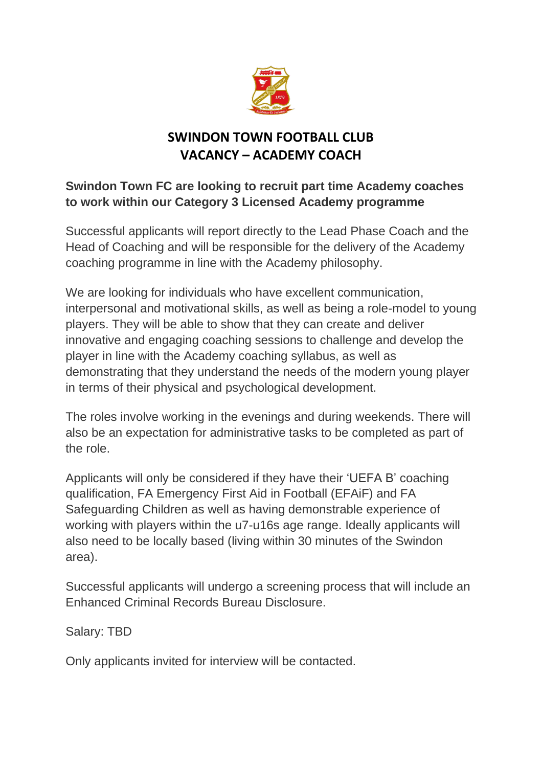# SWINDON TOWN FOOTBALL CLUB
# VACANCY – ACADEMY COACH

**Swindon Town FC are looking to recruit part time Academy coaches to work within our Category 3 Licensed Academy programme**

Successful applicants will report directly to the Lead Phase Coach and the Head of Coaching and will be responsible for the delivery of the Academy coaching programme in line with the Academy philosophy.

We are looking for individuals who have excellent communication, interpersonal and motivational skills, as well as being a role-model to young players. They will be able to show that they can create and deliver innovative and engaging coaching sessions to challenge and develop the player in line with the Academy coaching syllabus, as well as demonstrating that they understand the needs of the modern young player in terms of their physical and psychological development.

The roles involve working in the evenings and during weekends. There will also be an expectation for administrative tasks to be completed as part of the role.

Applicants will only be considered if they have their 'UEFA B' coaching qualification, FA Emergency First Aid in Football (EFAiF) and FA Safeguarding Children as well as having demonstrable experience of working with players within the u7-u16s age range. Ideally applicants will also need to be locally based (living within 30 minutes of the Swindon area).

Successful applicants will undergo a screening process that will include an Enhanced Criminal Records Bureau Disclosure.

Salary: TBD

Only applicants invited for interview will be contacted.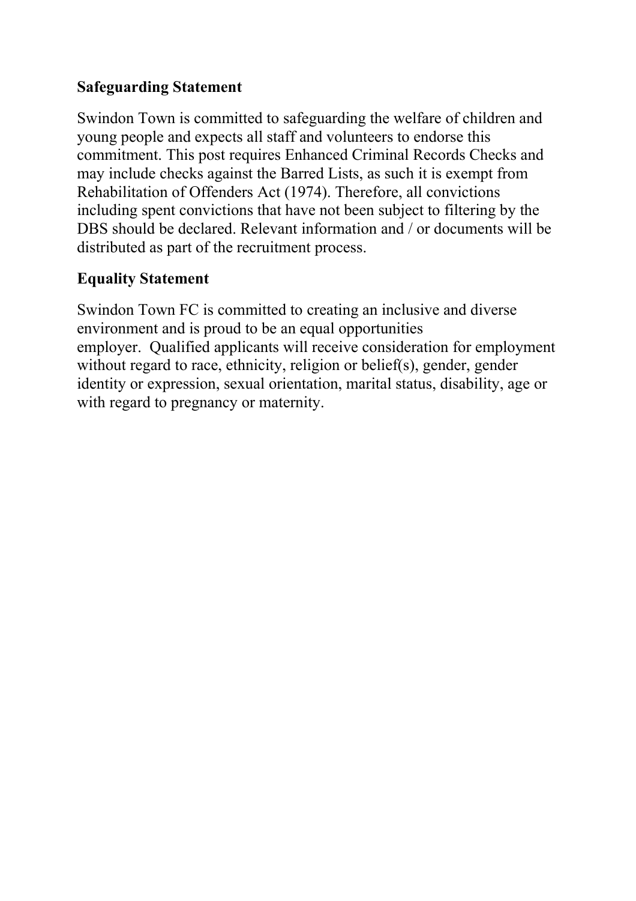**Safeguarding Statement**

Swindon Town is committed to safeguarding the welfare of children and young people and expects all staff and volunteers to endorse this commitment. This post requires Enhanced Criminal Records Checks and may include checks against the Barred Lists, as such it is exempt from Rehabilitation of Offenders Act (1974). Therefore, all convictions including spent convictions that have not been subject to filtering by the DBS should be declared. Relevant information and / or documents will be distributed as part of the recruitment process.

**Equality Statement**

Swindon Town FC is committed to creating an inclusive and diverse environment and is proud to be an equal opportunities employer. Qualified applicants will receive consideration for employment without regard to race, ethnicity, religion or belief(s), gender, gender identity or expression, sexual orientation, marital status, disability, age or with regard to pregnancy or maternity.